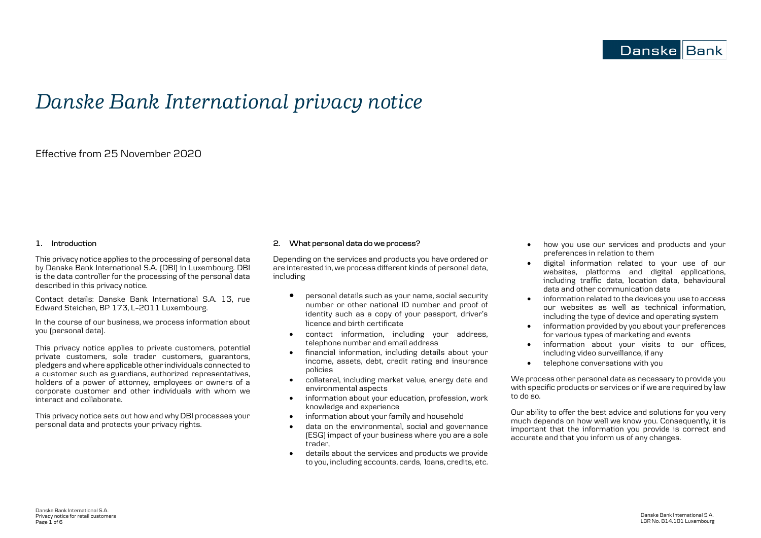# *Danske Bank International privacy notice*

Effective from 25 November 2020

## 1. Introduction

This privacy notice applies to the processing of personal data by Danske Bank International S.A. (DBI) in Luxembourg. DBI is the data controller for the processing of the personal data described in this privacy notice.

Contact details: Danske Bank International S.A. 13, rue Edward Steichen, BP 173, L-2011 Luxembourg.

In the course of our business, we process information about you (personal data).

This privacy notice applies to private customers, potential private customers, sole trader customers, guarantors, pledgers and where applicable other individuals connected to a customer such as guardians, authorized representatives, holders of a power of attorney, employees or owners of a corporate customer and other individuals with whom we interact and collaborate.

This privacy notice sets out how and why DBI processes your personal data and protects your privacy rights.

## 2. What personal data do we process?

Depending on the services and products you have ordered or are interested in, we process different kinds of personal data, including

- personal details such as your name, social security number or other national ID number and proof of identity such as a copy of your passport, driver's licence and birth certificate
- contact information, including your address, telephone number and email address
- financial information, including details about your income, assets, debt, credit rating and insurance policies
- collateral, including market value, energy data and environmental aspects
- information about your education, profession, work knowledge and experience
- information about your family and household
- data on the environmental, social and governance (ESG) impact of your business where you are a sole trader,
- details about the services and products we provide to you, including accounts, cards, loans, credits, etc.
- how you use our services and products and your preferences in relation to them
- digital information related to your use of our websites, platforms and digital applications, including traffic data, location data, behavioural data and other communication data
- information related to the devices you use to access our websites as well as technical information, including the type of device and operating system
- information provided by you about your preferences for various types of marketing and events
- information about your visits to our offices, including video surveillance, if any
- telephone conversations with you

We process other personal data as necessary to provide you with specific products or services or if we are required by law to do so.

Our ability to offer the best advice and solutions for you very much depends on how well we know you. Consequently, it is important that the information you provide is correct and accurate and that you inform us of any changes.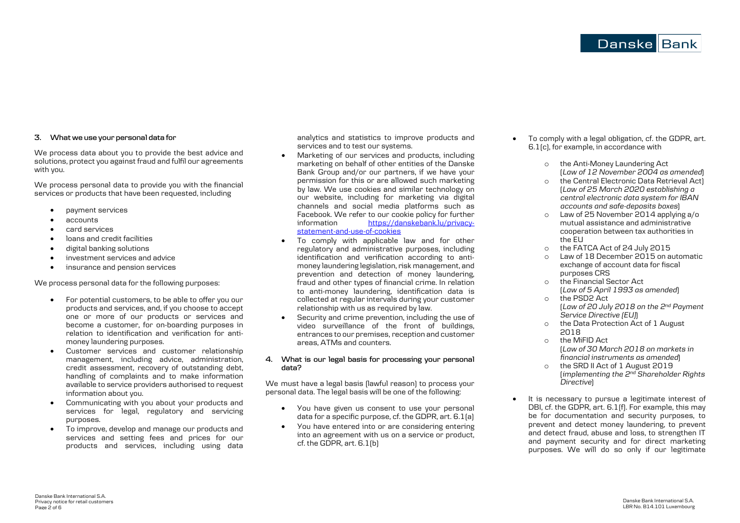## 3. What we use your personal data for

We process data about you to provide the best advice and solutions, protect you against fraud and fulfil our agreements with you.

We process personal data to provide you with the financial services or products that have been requested, including

- payment services
- accounts
- card services
- loans and credit facilities
- digital banking solutions
- investment services and advice
- insurance and pension services

We process personal data for the following purposes:

- For potential customers, to be able to offer you our products and services, and, if you choose to accept one or more of our products or services and become a customer, for on-boarding purposes in relation to identification and verification for anti-money laundering purposes.
- Customer services and customer relationship management, including advice, administration, credit assessment, recovery of outstanding debt, handling of complaints and to make information available to service providers authorised to request information about you.
- Communicating with you about your products and services for legal, regulatory and servicing purposes.
- To improve, develop and manage our products and services and setting fees and prices for our products and services, including using data analytics and statistics to improve products and services and to test our systems.
- Marketing of our services and products, including marketing on behalf of other entities of the Danske Bank Group and/or our partners, if we have your permission for this or are allowed such marketing by law. We use cookies and similar technology on our website, including for marketing via digital channels and social media platforms such as Facebook. We refer to our cookie policy for further information [https://danskebank.lu/privacy-statement-and-use-of-cookies](https://danskebank.lu/privacy-statement-and-use-of-cookies)
- To comply with applicable law and for other regulatory and administrative purposes, including identification and verification according to anti-money laundering legislation, risk management, and prevention and detection of money laundering, fraud and other types of financial crime. In relation to anti-money laundering, identification data is collected at regular intervals during your customer relationship with us as required by law.
- Security and crime prevention, including the use of video surveillance of the front of buildings, entrances to our premises, reception and customer areas, ATMs and counters.

## 4. What is our legal basis for processing your personal data?

We must have a legal basis (lawful reason) to process your personal data. The legal basis will be one of the following:

- You have given us consent to use your personal data for a specific purpose, cf. the GDPR, art. 6.1(a)
- You have entered into or are considering entering into an agreement with us on a service or product, cf. the GDPR, art. 6.1(b)
- To comply with a legal obligation, cf. the GDPR, art. 6.1(c), for example, in accordance with
  - the Anti-Money Laundering Act (*Law of 12 November 2004 as amended*)
  - the Central Electronic Data Retrieval Act) (*Law of 25 March 2020 establishing a central electronic data system for IBAN accounts and safe-deposits boxes*)
  - Law of 25 November 2014 applying a/o mutual assistance and administrative cooperation between tax authorities in the EU
  - the FATCA Act of 24 July 2015
  - Law of 18 December 2015 on automatic exchange of account data for fiscal purposes CRS
  - the Financial Sector Act (*Law of 5 April 1993 as amended*)
  - the PSD2 Act (*Law of 20 July 2018 on the 2nd Payment Service Directive (EU)*)
  - the Data Protection Act of 1 August 2018
  - the MiFID Act (*Law of 30 March 2018 on markets in financial instruments as amended*)
  - the SRD II Act of 1 August 2019 (*implementing the 2nd Shareholder Rights Directive*)
- It is necessary to pursue a legitimate interest of DBI, cf. the GDPR, art. 6.1(f). For example, this may be for documentation and security purposes, to prevent and detect money laundering, to prevent and detect fraud, abuse and loss, to strengthen IT and payment security and for direct marketing purposes. We will do so only if our legitimate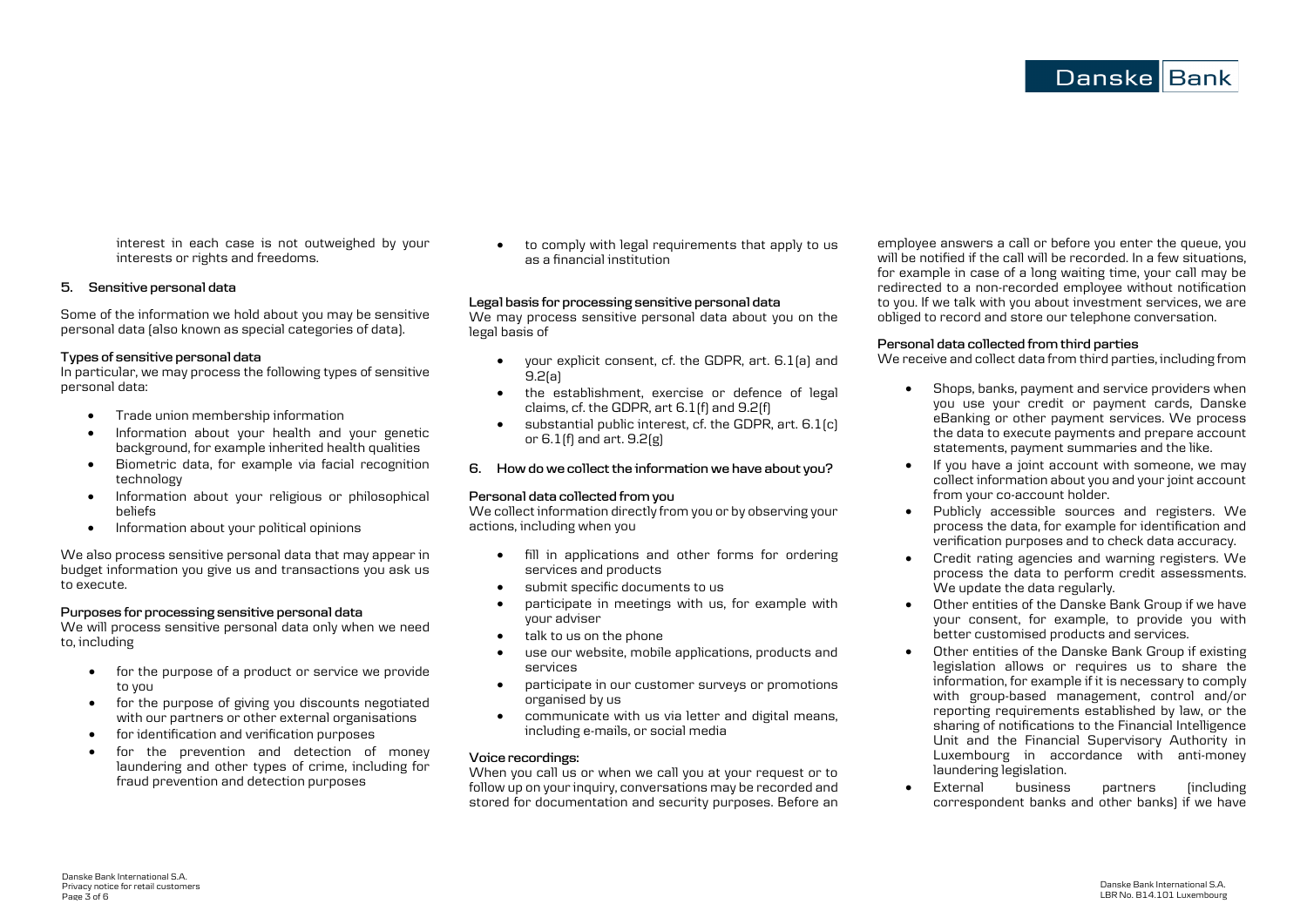interest in each case is not outweighed by your interests or rights and freedoms.

## 5. Sensitive personal data

Some of the information we hold about you may be sensitive personal data (also known as special categories of data).

### Types of sensitive personal data

In particular, we may process the following types of sensitive personal data:

- Trade union membership information
- Information about your health and your genetic background, for example inherited health qualities
- Biometric data, for example via facial recognition technology
- Information about your religious or philosophical beliefs
- Information about your political opinions

We also process sensitive personal data that may appear in budget information you give us and transactions you ask us to execute.

### Purposes for processing sensitive personal data

We will process sensitive personal data only when we need to, including

- for the purpose of a product or service we provide to you
- for the purpose of giving you discounts negotiated with our partners or other external organisations
- for identification and verification purposes
- for the prevention and detection of money laundering and other types of crime, including for fraud prevention and detection purposes
- to comply with legal requirements that apply to us as a financial institution

### Legal basis for processing sensitive personal data

We may process sensitive personal data about you on the legal basis of

- your explicit consent, cf. the GDPR, art. 6.1(a) and 9.2(a)
- the establishment, exercise or defence of legal claims, cf. the GDPR, art 6.1(f) and 9.2(f)
- substantial public interest, cf. the GDPR, art. 6.1(c) or 6.1(f) and art. 9.2(g)

## 6. How do we collect the information we have about you?

### Personal data collected from you

We collect information directly from you or by observing your actions, including when you

- fill in applications and other forms for ordering services and products
- submit specific documents to us
- participate in meetings with us, for example with your adviser
- talk to us on the phone
- use our website, mobile applications, products and services
- participate in our customer surveys or promotions organised by us
- communicate with us via letter and digital means, including e-mails, or social media

### Voice recordings:

When you call us or when we call you at your request or to follow up on your inquiry, conversations may be recorded and stored for documentation and security purposes. Before an employee answers a call or before you enter the queue, you will be notified if the call will be recorded. In a few situations, for example in case of a long waiting time, your call may be redirected to a non-recorded employee without notification to you. If we talk with you about investment services, we are obliged to record and store our telephone conversation.

### Personal data collected from third parties

We receive and collect data from third parties, including from

- Shops, banks, payment and service providers when you use your credit or payment cards, Danske eBanking or other payment services. We process the data to execute payments and prepare account statements, payment summaries and the like.
- If you have a joint account with someone, we may collect information about you and your joint account from your co-account holder.
- Publicly accessible sources and registers. We process the data, for example for identification and verification purposes and to check data accuracy.
- Credit rating agencies and warning registers. We process the data to perform credit assessments. We update the data regularly.
- Other entities of the Danske Bank Group if we have your consent, for example, to provide you with better customised products and services.
- Other entities of the Danske Bank Group if existing legislation allows or requires us to share the information, for example if it is necessary to comply with group-based management, control and/or reporting requirements established by law, or the sharing of notifications to the Financial Intelligence Unit and the Financial Supervisory Authority in Luxembourg in accordance with anti-money laundering legislation.
- External business partners (including correspondent banks and other banks) if we have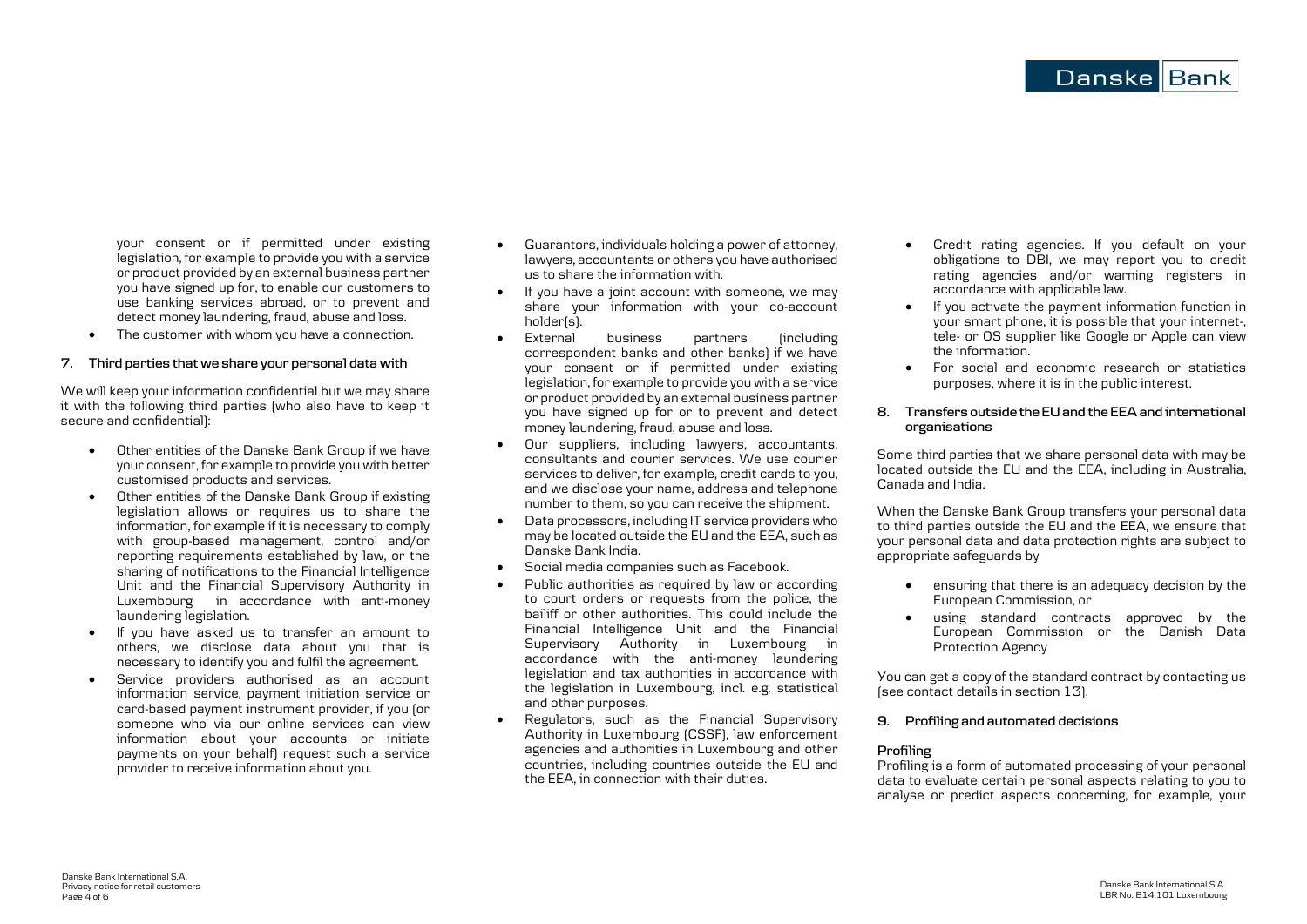your consent or if permitted under existing legislation, for example to provide you with a service or product provided by an external business partner you have signed up for, to enable our customers to use banking services abroad, or to prevent and detect money laundering, fraud, abuse and loss.

- The customer with whom you have a connection.

## 7. Third parties that we share your personal data with

We will keep your information confidential but we may share it with the following third parties (who also have to keep it secure and confidential):

- Other entities of the Danske Bank Group if we have your consent, for example to provide you with better customised products and services.
- Other entities of the Danske Bank Group if existing legislation allows or requires us to share the information, for example if it is necessary to comply with group-based management, control and/or reporting requirements established by law, or the sharing of notifications to the Financial Intelligence Unit and the Financial Supervisory Authority in Luxembourg in accordance with anti-money laundering legislation.
- If you have asked us to transfer an amount to others, we disclose data about you that is necessary to identify you and fulfil the agreement.
- Service providers authorised as an account information service, payment initiation service or card-based payment instrument provider, if you (or someone who via our online services can view information about your accounts or initiate payments on your behalf) request such a service provider to receive information about you.
- Guarantors, individuals holding a power of attorney, lawyers, accountants or others you have authorised us to share the information with.
- If you have a joint account with someone, we may share your information with your co-account holder(s).
- External business partners (including correspondent banks and other banks) if we have your consent or if permitted under existing legislation, for example to provide you with a service or product provided by an external business partner you have signed up for or to prevent and detect money laundering, fraud, abuse and loss.
- Our suppliers, including lawyers, accountants, consultants and courier services. We use courier services to deliver, for example, credit cards to you, and we disclose your name, address and telephone number to them, so you can receive the shipment.
- Data processors, including IT service providers who may be located outside the EU and the EEA, such as Danske Bank India.
- Social media companies such as Facebook.
- Public authorities as required by law or according to court orders or requests from the police, the bailiff or other authorities. This could include the Financial Intelligence Unit and the Financial Supervisory Authority in Luxembourg in accordance with the anti-money laundering legislation and tax authorities in accordance with the legislation in Luxembourg, incl. e.g. statistical and other purposes.
- Regulators, such as the Financial Supervisory Authority in Luxembourg (CSSF), law enforcement agencies and authorities in Luxembourg and other countries, including countries outside the EU and the EEA, in connection with their duties.
- Credit rating agencies. If you default on your obligations to DBI, we may report you to credit rating agencies and/or warning registers in accordance with applicable law.
- If you activate the payment information function in your smart phone, it is possible that your internet-, tele- or OS supplier like Google or Apple can view the information.
- For social and economic research or statistics purposes, where it is in the public interest.

## 8. Transfers outside the EU and the EEA and international organisations

Some third parties that we share personal data with may be located outside the EU and the EEA, including in Australia, Canada and India.

When the Danske Bank Group transfers your personal data to third parties outside the EU and the EEA, we ensure that your personal data and data protection rights are subject to appropriate safeguards by

- ensuring that there is an adequacy decision by the European Commission, or
- using standard contracts approved by the European Commission or the Danish Data Protection Agency

You can get a copy of the standard contract by contacting us (see contact details in section 13).

## 9. Profiling and automated decisions

### Profiling

Profiling is a form of automated processing of your personal data to evaluate certain personal aspects relating to you to analyse or predict aspects concerning, for example, your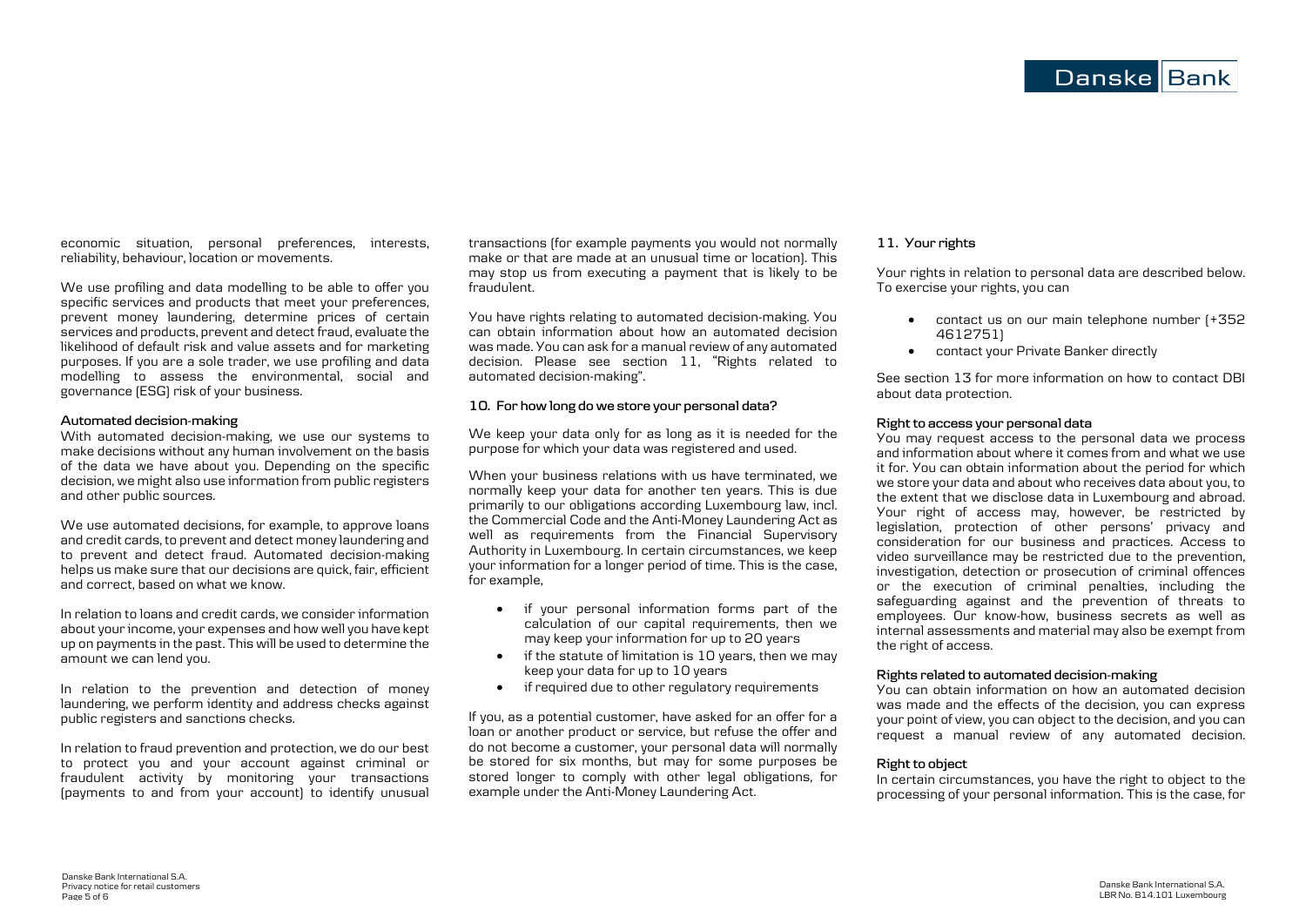economic situation, personal preferences, interests, reliability, behaviour, location or movements.

We use profiling and data modelling to be able to offer you specific services and products that meet your preferences, prevent money laundering, determine prices of certain services and products, prevent and detect fraud, evaluate the likelihood of default risk and value assets and for marketing purposes. If you are a sole trader, we use profiling and data modelling to assess the environmental, social and governance (ESG) risk of your business.

**Automated decision-making**

With automated decision-making, we use our systems to make decisions without any human involvement on the basis of the data we have about you. Depending on the specific decision, we might also use information from public registers and other public sources.

We use automated decisions, for example, to approve loans and credit cards, to prevent and detect money laundering and to prevent and detect fraud. Automated decision-making helps us make sure that our decisions are quick, fair, efficient and correct, based on what we know.

In relation to loans and credit cards, we consider information about your income, your expenses and how well you have kept up on payments in the past. This will be used to determine the amount we can lend you.

In relation to the prevention and detection of money laundering, we perform identity and address checks against public registers and sanctions checks.

In relation to fraud prevention and protection, we do our best to protect you and your account against criminal or fraudulent activity by monitoring your transactions (payments to and from your account) to identify unusual transactions (for example payments you would not normally make or that are made at an unusual time or location). This may stop us from executing a payment that is likely to be fraudulent.

You have rights relating to automated decision-making. You can obtain information about how an automated decision was made. You can ask for a manual review of any automated decision. Please see section 11, "Rights related to automated decision-making".

## 10. For how long do we store your personal data?

We keep your data only for as long as it is needed for the purpose for which your data was registered and used.

When your business relations with us have terminated, we normally keep your data for another ten years. This is due primarily to our obligations according Luxembourg law, incl. the Commercial Code and the Anti-Money Laundering Act as well as requirements from the Financial Supervisory Authority in Luxembourg. In certain circumstances, we keep your information for a longer period of time. This is the case, for example,

- if your personal information forms part of the calculation of our capital requirements, then we may keep your information for up to 20 years
- if the statute of limitation is 10 years, then we may keep your data for up to 10 years
- if required due to other regulatory requirements

If you, as a potential customer, have asked for an offer for a loan or another product or service, but refuse the offer and do not become a customer, your personal data will normally be stored for six months, but may for some purposes be stored longer to comply with other legal obligations, for example under the Anti-Money Laundering Act.

## 11. Your rights

Your rights in relation to personal data are described below. To exercise your rights, you can

- contact us on our main telephone number (+352 4612751)
- contact your Private Banker directly

See section 13 for more information on how to contact DBI about data protection.

**Right to access your personal data**

You may request access to the personal data we process and information about where it comes from and what we use it for. You can obtain information about the period for which we store your data and about who receives data about you, to the extent that we disclose data in Luxembourg and abroad. Your right of access may, however, be restricted by legislation, protection of other persons' privacy and consideration for our business and practices. Access to video surveillance may be restricted due to the prevention, investigation, detection or prosecution of criminal offences or the execution of criminal penalties, including the safeguarding against and the prevention of threats to employees. Our know-how, business secrets as well as internal assessments and material may also be exempt from the right of access.

**Rights related to automated decision-making**

You can obtain information on how an automated decision was made and the effects of the decision, you can express your point of view, you can object to the decision, and you can request a manual review of any automated decision.

**Right to object**

In certain circumstances, you have the right to object to the processing of your personal information. This is the case, for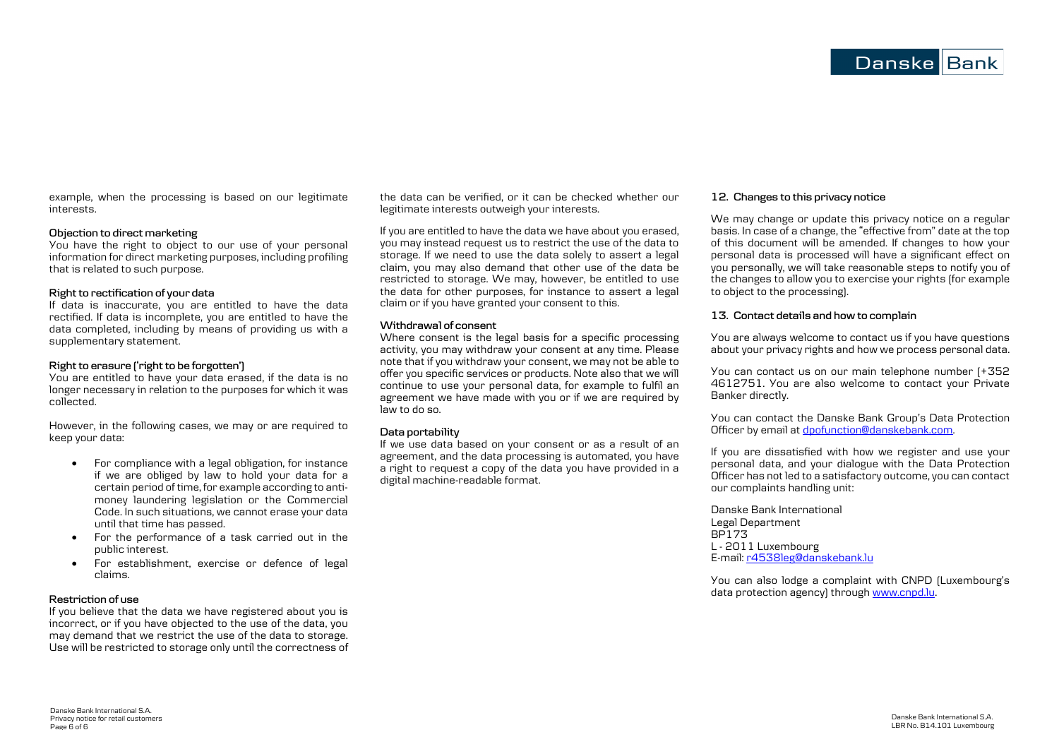example, when the processing is based on our legitimate interests.

**Objection to direct marketing**

You have the right to object to our use of your personal information for direct marketing purposes, including profiling that is related to such purpose.

**Right to rectification of your data**

If data is inaccurate, you are entitled to have the data rectified. If data is incomplete, you are entitled to have the data completed, including by means of providing us with a supplementary statement.

**Right to erasure ('right to be forgotten')**

You are entitled to have your data erased, if the data is no longer necessary in relation to the purposes for which it was collected.

However, in the following cases, we may or are required to keep your data:

- For compliance with a legal obligation, for instance if we are obliged by law to hold your data for a certain period of time, for example according to anti-money laundering legislation or the Commercial Code. In such situations, we cannot erase your data until that time has passed.
- For the performance of a task carried out in the public interest.
- For establishment, exercise or defence of legal claims.

**Restriction of use**

If you believe that the data we have registered about you is incorrect, or if you have objected to the use of the data, you may demand that we restrict the use of the data to storage. Use will be restricted to storage only until the correctness of the data can be verified, or it can be checked whether our legitimate interests outweigh your interests.

If you are entitled to have the data we have about you erased, you may instead request us to restrict the use of the data to storage. If we need to use the data solely to assert a legal claim, you may also demand that other use of the data be restricted to storage. We may, however, be entitled to use the data for other purposes, for instance to assert a legal claim or if you have granted your consent to this.

**Withdrawal of consent**

Where consent is the legal basis for a specific processing activity, you may withdraw your consent at any time. Please note that if you withdraw your consent, we may not be able to offer you specific services or products. Note also that we will continue to use your personal data, for example to fulfil an agreement we have made with you or if we are required by law to do so.

**Data portability**

If we use data based on your consent or as a result of an agreement, and the data processing is automated, you have a right to request a copy of the data you have provided in a digital machine-readable format.

## 12. Changes to this privacy notice

We may change or update this privacy notice on a regular basis. In case of a change, the "effective from" date at the top of this document will be amended. If changes to how your personal data is processed will have a significant effect on you personally, we will take reasonable steps to notify you of the changes to allow you to exercise your rights (for example to object to the processing).

## 13. Contact details and how to complain

You are always welcome to contact us if you have questions about your privacy rights and how we process personal data.

You can contact us on our main telephone number (+352 4612751. You are also welcome to contact your Private Banker directly.

You can contact the Danske Bank Group's Data Protection Officer by email at dpofunction@danskebank.com.

If you are dissatisfied with how we register and use your personal data, and your dialogue with the Data Protection Officer has not led to a satisfactory outcome, you can contact our complaints handling unit:

Danske Bank International
Legal Department
BP173
L - 2011 Luxembourg
E-mail: r4538leg@danskebank.lu

You can also lodge a complaint with CNPD (Luxembourg's data protection agency) through www.cnpd.lu.